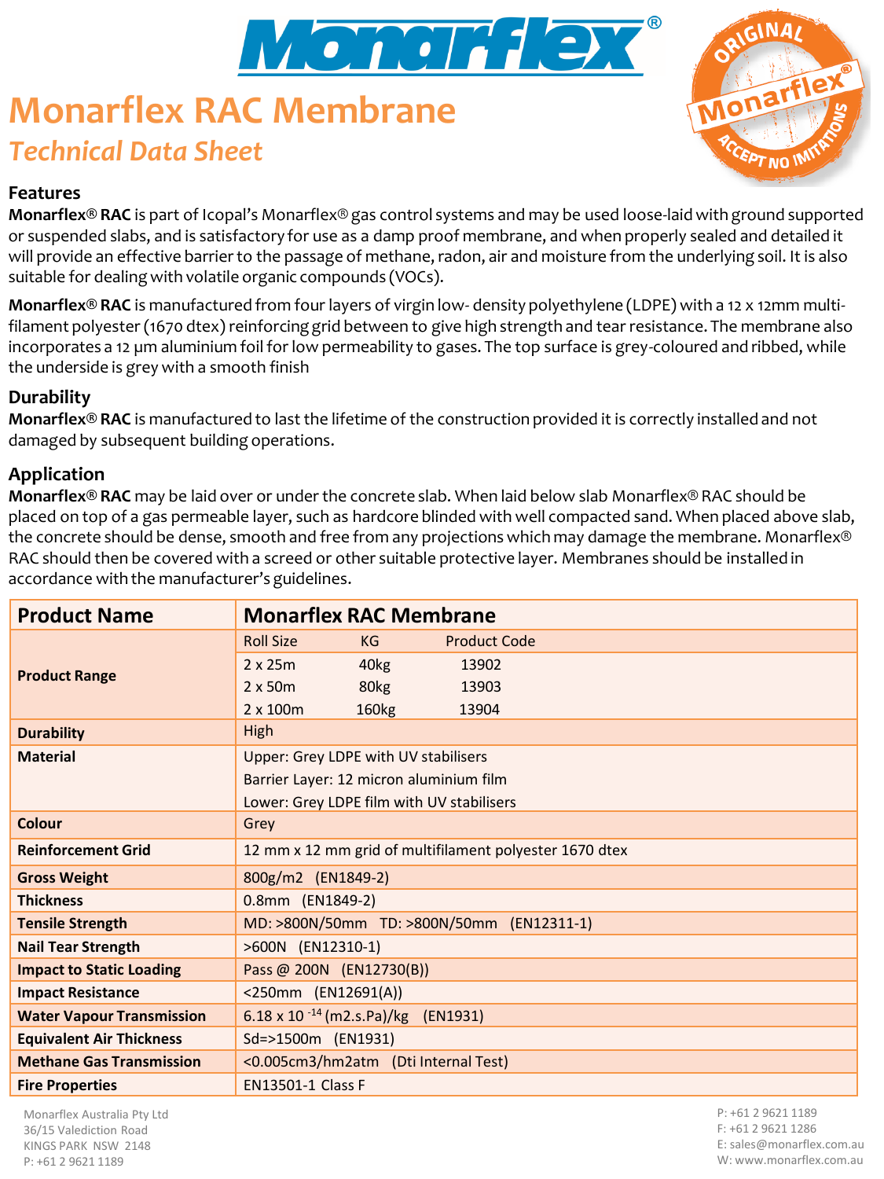# Monarflex RAC Membrane

## *Technical Data Sheet*

### Features

**Monarflex® RAC** is part of Icopal's Monarflex® gas control systems and may be used loose-laid with ground supported or suspended slabs, and is satisfactory for use as a damp proof membrane, and when properly sealed and detailed it will provide an effective barrier to the passage of methane, radon, air and moisture from the underlying soil. It is also suitable for dealing with volatile organic compounds (VOCs).

**Monarflex® RAC** is manufactured from four layers of virgin low- density polyethylene (LDPE) with a 12 x 12mm multi-filament polyester (1670 dtex) reinforcing grid between to give high strength and tear resistance. The membrane also incorporates a 12 µm aluminium foil for low permeability to gases. The top surface is grey-coloured and ribbed, while the underside is grey with a smooth finish

### Durability

**Monarflex® RAC** is manufactured to last the lifetime of the construction provided it is correctly installed and not damaged by subsequent building operations.

### Application

**Monarflex® RAC** may be laid over or under the concrete slab. When laid below slab Monarflex® RAC should be placed on top of a gas permeable layer, such as hardcore blinded with well compacted sand. When placed above slab, the concrete should be dense, smooth and free from any projections which may damage the membrane. Monarflex® RAC should then be covered with a screed or other suitable protective layer. Membranes should be installed in accordance with the manufacturer's guidelines.

| **Product Name** | **Monarflex RAC Membrane** | | |
|---|---|---|---|
| **Product Range** | Roll Size | KG | Product Code |
| | 2 x 25m | 40kg | 13902 |
| | 2 x 50m | 80kg | 13903 |
| | 2 x 100m | 160kg | 13904 |
| **Durability** | High | | |
| **Material** | Upper: Grey LDPE with UV stabilisers<br>Barrier Layer: 12 micron aluminium film<br>Lower: Grey LDPE film with UV stabilisers | | |
| **Colour** | Grey | | |
| **Reinforcement Grid** | 12 mm x 12 mm grid of multifilament polyester 1670 dtex | | |
| **Gross Weight** | 800g/m2 (EN1849-2) | | |
| **Thickness** | 0.8mm (EN1849-2) | | |
| **Tensile Strength** | MD: >800N/50mm TD: >800N/50mm (EN12311-1) | | |
| **Nail Tear Strength** | >600N (EN12310-1) | | |
| **Impact to Static Loading** | Pass @ 200N (EN12730(B)) | | |
| **Impact Resistance** | <250mm (EN12691(A)) | | |
| **Water Vapour Transmission** | $6.18 \times 10^{-14}$ (m2.s.Pa)/kg (EN1931) | | |
| **Equivalent Air Thickness** | Sd=>1500m (EN1931) | | |
| **Methane Gas Transmission** | <0.005cm3/hm2atm (Dti Internal Test) | | |
| **Fire Properties** | EN13501-1 Class F | | |

Monarflex Australia Pty Ltd
36/15 Valediction Road
KINGS PARK NSW 2148
P: +61 2 9621 1189

P: +61 2 9621 1189
F: +61 2 9621 1286
E: sales@monarflex.com.au
W: www.monarflex.com.au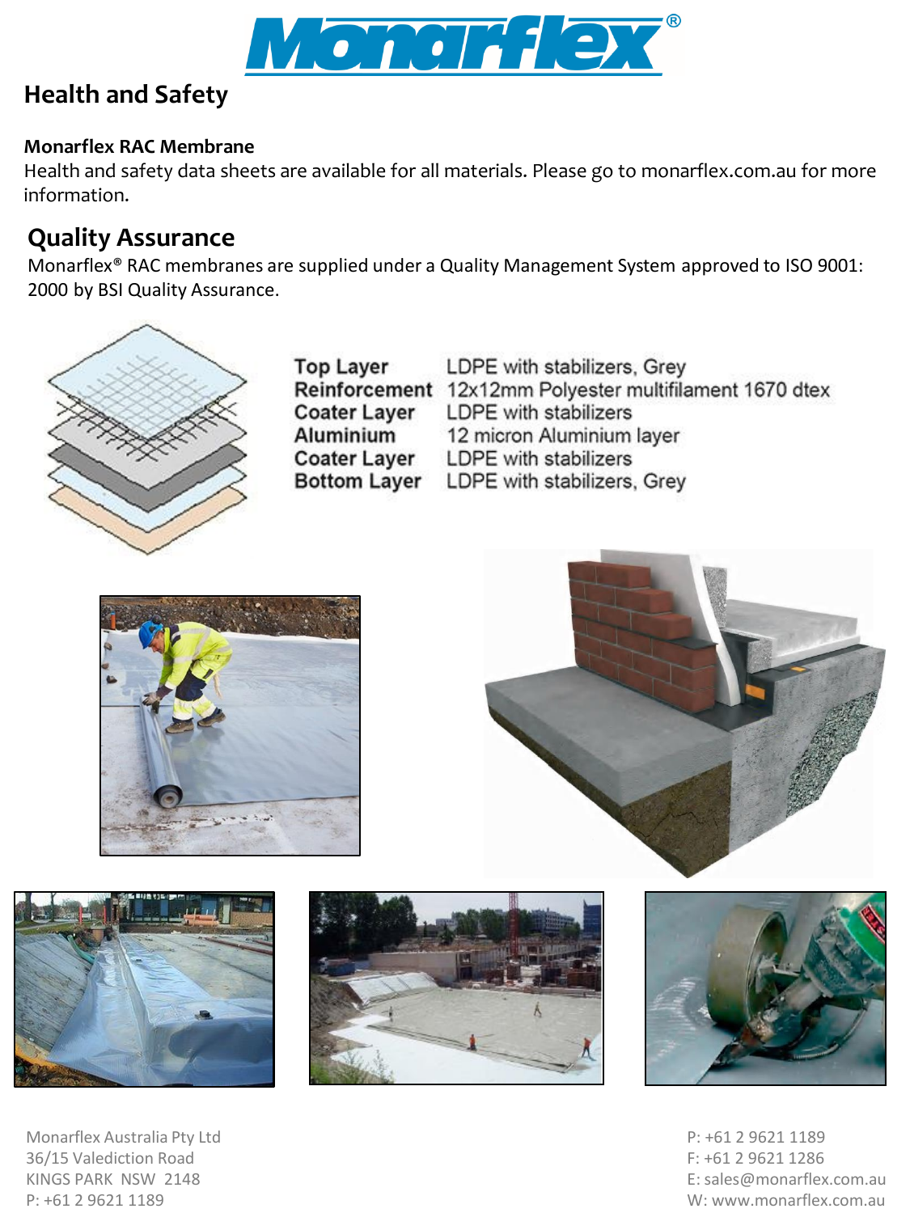# Monarflex®

## Health and Safety

### Monarflex RAC Membrane

Health and safety data sheets are available for all materials. Please go to monarflex.com.au for more information.

## Quality Assurance

Monarflex® RAC membranes are supplied under a Quality Management System approved to ISO 9001: 2000 by BSI Quality Assurance.

| | |
|---|---|
| **Top Layer** | LDPE with stabilizers, Grey |
| **Reinforcement** | 12x12mm Polyester multifilament 1670 dtex |
| **Coater Layer** | LDPE with stabilizers |
| **Aluminium** | 12 micron Aluminium layer |
| **Coater Layer** | LDPE with stabilizers |
| **Bottom Layer** | LDPE with stabilizers, Grey |

Monarflex Australia Pty Ltd
36/15 Valediction Road
KINGS PARK NSW 2148
P: +61 2 9621 1189

P: +61 2 9621 1189
F: +61 2 9621 1286
E: sales@monarflex.com.au
W: www.monarflex.com.au